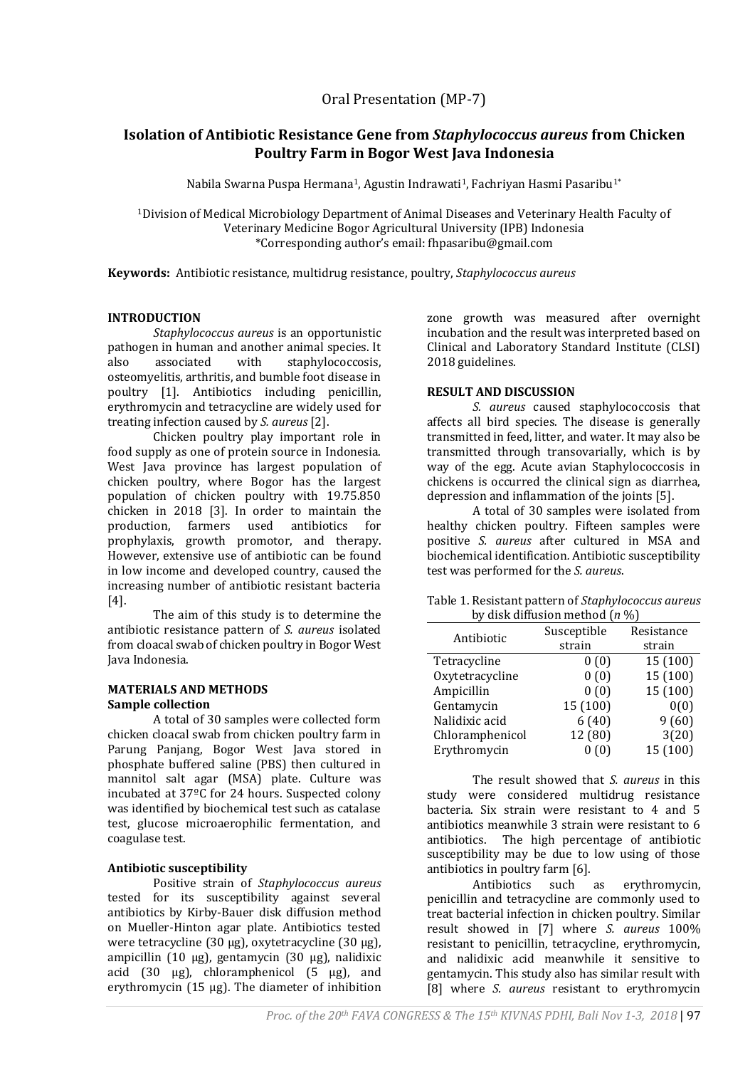Oral Presentation (MP-7)

# Isolation of Antibiotic Resistance Gene from *Staphylococcus aureus* from Chicken Poultry Farm in Bogor West Java Indonesia

Nabila Swarna Puspa Hermana[1], Agustin Indrawati[1], Fachriyan Hasmi Pasaribu[1*]

[1]Division of Medical Microbiology Department of Animal Diseases and Veterinary Health Faculty of Veterinary Medicine Bogor Agricultural University (IPB) Indonesia
*Corresponding author's email: fhpasaribu@gmail.com

**Keywords:** Antibiotic resistance, multidrug resistance, poultry, *Staphylococcus aureus*

## INTRODUCTION

*Staphylococcus aureus* is an opportunistic pathogen in human and another animal species. It also associated with staphylococcosis, osteomyelitis, arthritis, and bumble foot disease in poultry [1]. Antibiotics including penicillin, erythromycin and tetracycline are widely used for treating infection caused by *S. aureus* [2].

Chicken poultry play important role in food supply as one of protein source in Indonesia. West Java province has largest population of chicken poultry, where Bogor has the largest population of chicken poultry with 19.75.850 chicken in 2018 [3]. In order to maintain the production, farmers used antibiotics for prophylaxis, growth promotor, and therapy. However, extensive use of antibiotic can be found in low income and developed country, caused the increasing number of antibiotic resistant bacteria [4].

The aim of this study is to determine the antibiotic resistance pattern of *S. aureus* isolated from cloacal swab of chicken poultry in Bogor West Java Indonesia.

## MATERIALS AND METHODS

### Sample collection

A total of 30 samples were collected form chicken cloacal swab from chicken poultry farm in Parung Panjang, Bogor West Java stored in phosphate buffered saline (PBS) then cultured in mannitol salt agar (MSA) plate. Culture was incubated at 37ºC for 24 hours. Suspected colony was identified by biochemical test such as catalase test, glucose microaerophilic fermentation, and coagulase test.

### Antibiotic susceptibility

Positive strain of *Staphylococcus aureus* tested for its susceptibility against several antibiotics by Kirby-Bauer disk diffusion method on Mueller-Hinton agar plate. Antibiotics tested were tetracycline (30 µg), oxytetracycline (30 µg), ampicillin (10 µg), gentamycin (30 µg), nalidixic acid (30 µg), chloramphenicol (5 µg), and erythromycin (15 µg). The diameter of inhibition zone growth was measured after overnight incubation and the result was interpreted based on Clinical and Laboratory Standard Institute (CLSI) 2018 guidelines.

## RESULT AND DISCUSSION

*S. aureus* caused staphylococcosis that affects all bird species. The disease is generally transmitted in feed, litter, and water. It may also be transmitted through transovarially, which is by way of the egg. Acute avian Staphylococcosis in chickens is occurred the clinical sign as diarrhea, depression and inflammation of the joints [5].

A total of 30 samples were isolated from healthy chicken poultry. Fifteen samples were positive *S. aureus* after cultured in MSA and biochemical identification. Antibiotic susceptibility test was performed for the *S. aureus*.

Table 1. Resistant pattern of *Staphylococcus aureus* by disk diffusion method (*n* %)

| Antibiotic | Susceptible strain | Resistance strain |
|---|---|---|
| Tetracycline | 0 (0) | 15 (100) |
| Oxytetracycline | 0 (0) | 15 (100) |
| Ampicillin | 0 (0) | 15 (100) |
| Gentamycin | 15 (100) | 0(0) |
| Nalidixic acid | 6 (40) | 9 (60) |
| Chloramphenicol | 12 (80) | 3(20) |
| Erythromycin | 0 (0) | 15 (100) |

The result showed that *S. aureus* in this study were considered multidrug resistance bacteria. Six strain were resistant to 4 and 5 antibiotics meanwhile 3 strain were resistant to 6 antibiotics. The high percentage of antibiotic susceptibility may be due to low using of those antibiotics in poultry farm [6].

Antibiotics such as erythromycin, penicillin and tetracycline are commonly used to treat bacterial infection in chicken poultry. Similar result showed in [7] where *S. aureus* 100% resistant to penicillin, tetracycline, erythromycin, and nalidixic acid meanwhile it sensitive to gentamycin. This study also has similar result with [8] where *S. aureus* resistant to erythromycin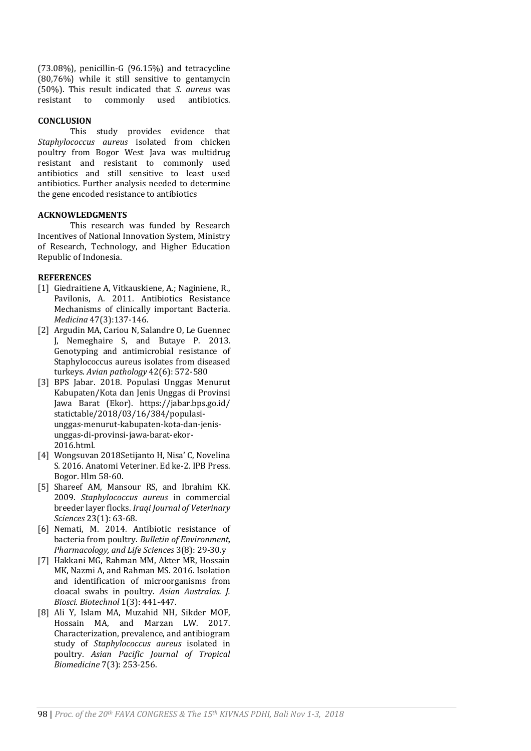(73.08%), penicillin-G (96.15%) and tetracycline (80,76%) while it still sensitive to gentamycin (50%). This result indicated that *S. aureus* was resistant to commonly used antibiotics.

## CONCLUSION

This study provides evidence that *Staphylococcus aureus* isolated from chicken poultry from Bogor West Java was multidrug resistant and resistant to commonly used antibiotics and still sensitive to least used antibiotics. Further analysis needed to determine the gene encoded resistance to antibiotics

## ACKNOWLEDGMENTS

This research was funded by Research Incentives of National Innovation System, Ministry of Research, Technology, and Higher Education Republic of Indonesia.

## REFERENCES

[1] Giedraitiene A, Vitkauskiene, A.; Naginiene, R., Pavilonis, A. 2011. Antibiotics Resistance Mechanisms of clinically important Bacteria. *Medicina* 47(3):137-146.

[2] Argudin MA, Cariou N, Salandre O, Le Guennec J, Nemeghaire S, and Butaye P. 2013. Genotyping and antimicrobial resistance of Staphylococcus aureus isolates from diseased turkeys. *Avian pathology* 42(6): 572-580

[3] BPS Jabar. 2018. Populasi Unggas Menurut Kabupaten/Kota dan Jenis Unggas di Provinsi Jawa Barat (Ekor). https://jabar.bps.go.id/statictable/2018/03/16/384/populasi-unggas-menurut-kabupaten-kota-dan-jenis-unggas-di-provinsi-jawa-barat-ekor-2016.html.

[4] Wongsuvan 2018Setijanto H, Nisa' C, Novelina S. 2016. Anatomi Veteriner. Ed ke-2. IPB Press. Bogor. Hlm 58-60.

[5] Shareef AM, Mansour RS, and Ibrahim KK. 2009. *Staphylococcus aureus* in commercial breeder layer flocks. *Iraqi Journal of Veterinary Sciences* 23(1): 63-68.

[6] Nemati, M. 2014. Antibiotic resistance of bacteria from poultry. *Bulletin of Environment, Pharmacology, and Life Sciences* 3(8): 29-30.y

[7] Hakkani MG, Rahman MM, Akter MR, Hossain MK, Nazmi A, and Rahman MS. 2016. Isolation and identification of microorganisms from cloacal swabs in poultry. *Asian Australas. J. Biosci. Biotechnol* 1(3): 441-447.

[8] Ali Y, Islam MA, Muzahid NH, Sikder MOF, Hossain MA, and Marzan LW. 2017. Characterization, prevalence, and antibiogram study of *Staphylococcus aureus* isolated in poultry. *Asian Pacific Journal of Tropical Biomedicine* 7(3): 253-256.